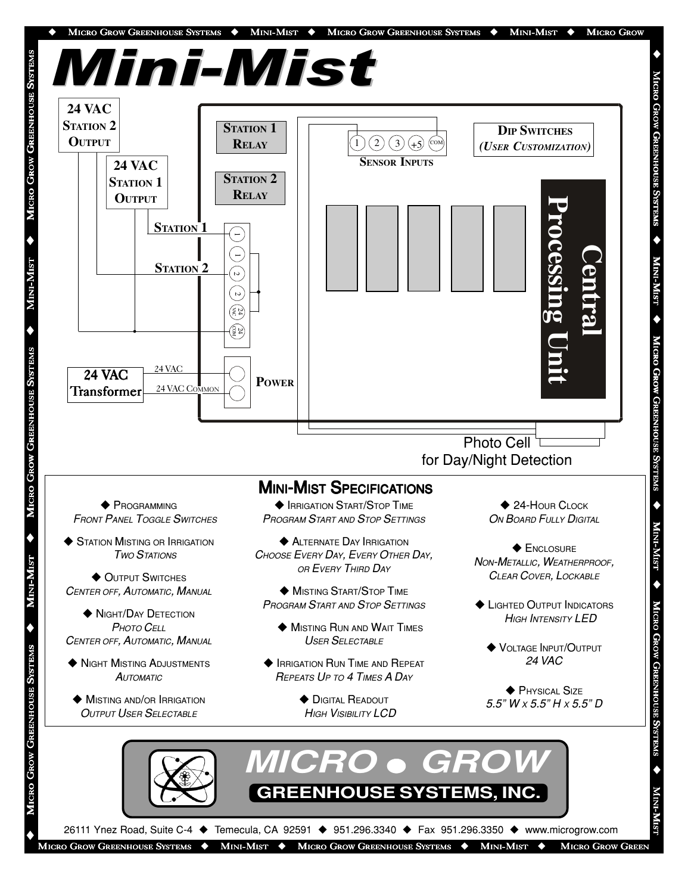# Mini-Mist

24 VAC Station 2 Output

24 VAC Station 1 Output

Station 1 Relay

Station 2 Relay

Dip Switches (User Customization)

Sensor Inputs

Station 1

Station 2

24 VAC Transformer

24 VAC

24 VAC Common

Power

Central Processing Unit

Photo Cell for Day/Night Detection

## Mini-Mist Specifications

◆ Programming
*Front Panel Toggle Switches*

◆ Station Misting or Irrigation
*Two Stations*

◆ Output Switches
*Center off, Automatic, Manual*

◆ Night/Day Detection
*Photo Cell*
*Center off, Automatic, Manual*

◆ Night Misting Adjustments
*Automatic*

◆ Misting and/or Irrigation
*Output User Selectable*

◆ Irrigation Start/Stop Time
*Program Start and Stop Settings*

◆ Alternate Day Irrigation
*Choose Every Day, Every Other Day, or Every Third Day*

◆ Misting Start/Stop Time
*Program Start and Stop Settings*

◆ Misting Run and Wait Times
*User Selectable*

◆ Irrigation Run Time and Repeat
*Repeats Up to 4 Times A Day*

◆ Digital Readout
*High Visibility LCD*

◆ 24-Hour Clock
*On Board Fully Digital*

◆ Enclosure
*Non-Metallic, Weatherproof, Clear Cover, Lockable*

◆ Lighted Output Indicators
*High Intensity LED*

◆ Voltage Input/Output
*24 VAC*

◆ Physical Size
*5.5" W x 5.5" H x 5.5" D*

**MICRO • GROW**
**GREENHOUSE SYSTEMS, INC.**

26111 Ynez Road, Suite C-4 ◆ Temecula, CA 92591 ◆ 951.296.3340 ◆ Fax 951.296.3350 ◆ www.microgrow.com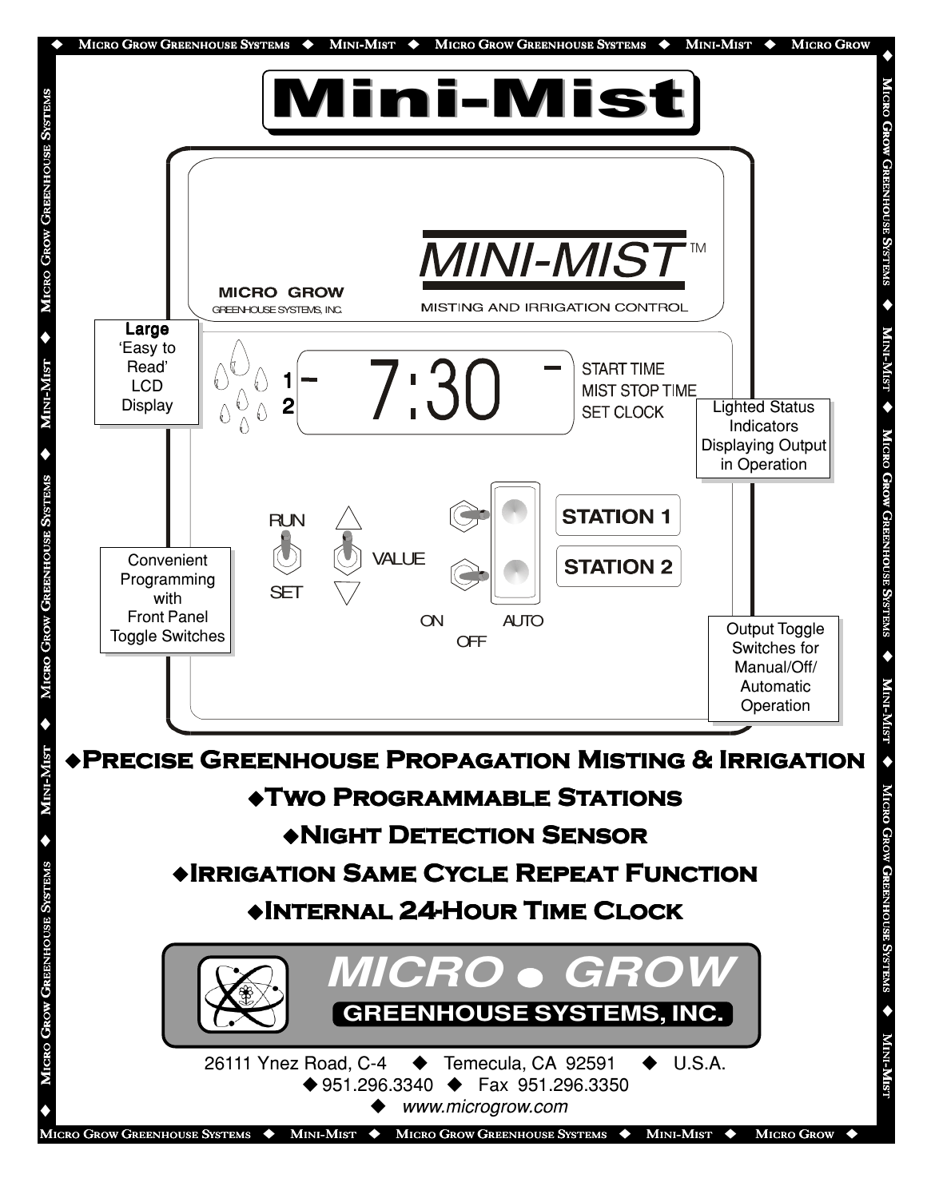# Mini-Mist

MICRO GROW
GREENHOUSE SYSTEMS, INC.

MINI-MIST™

MISTING AND IRRIGATION CONTROL

**Large** 'Easy to Read' LCD Display

1 2 – 7:30 –

START TIME
MIST STOP TIME
SET CLOCK

Lighted Status Indicators Displaying Output in Operation

RUN
SET
VALUE

STATION 1
STATION 2

ON OFF AUTO

Convenient Programming with Front Panel Toggle Switches

Output Toggle Switches for Manual/Off/ Automatic Operation

- **Precise Greenhouse Propagation Misting & Irrigation**
- **Two Programmable Stations**
- **Night Detection Sensor**
- **Irrigation Same Cycle Repeat Function**
- **Internal 24-Hour Time Clock**

MICRO • GROW
GREENHOUSE SYSTEMS, INC.

26111 Ynez Road, C-4 ◆ Temecula, CA 92591 ◆ U.S.A.
◆ 951.296.3340 ◆ Fax 951.296.3350
◆ *www.microgrow.com*